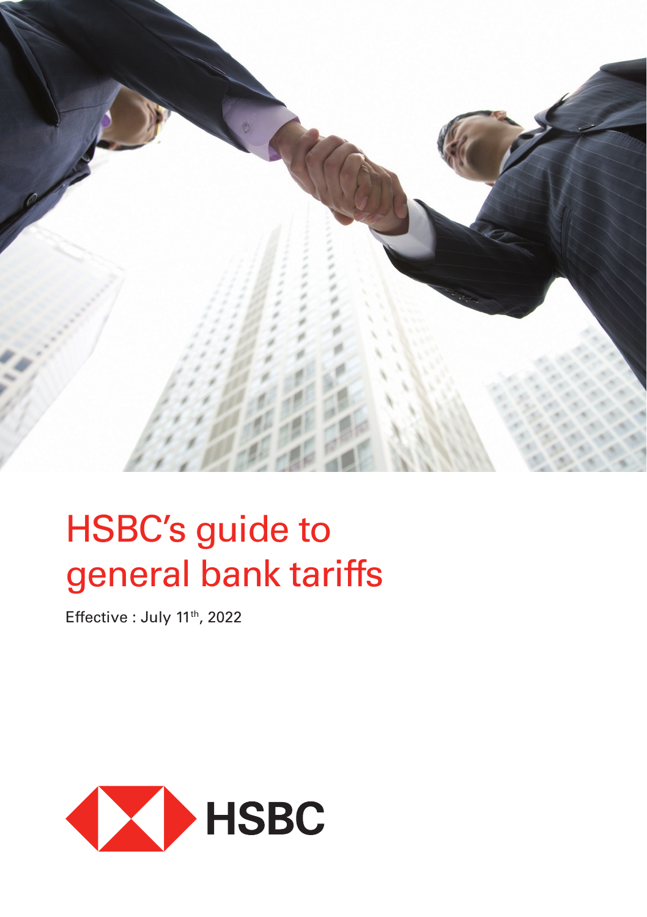# HSBC's guide to general bank tariffs

Effective : July 11th, 2022

HSBC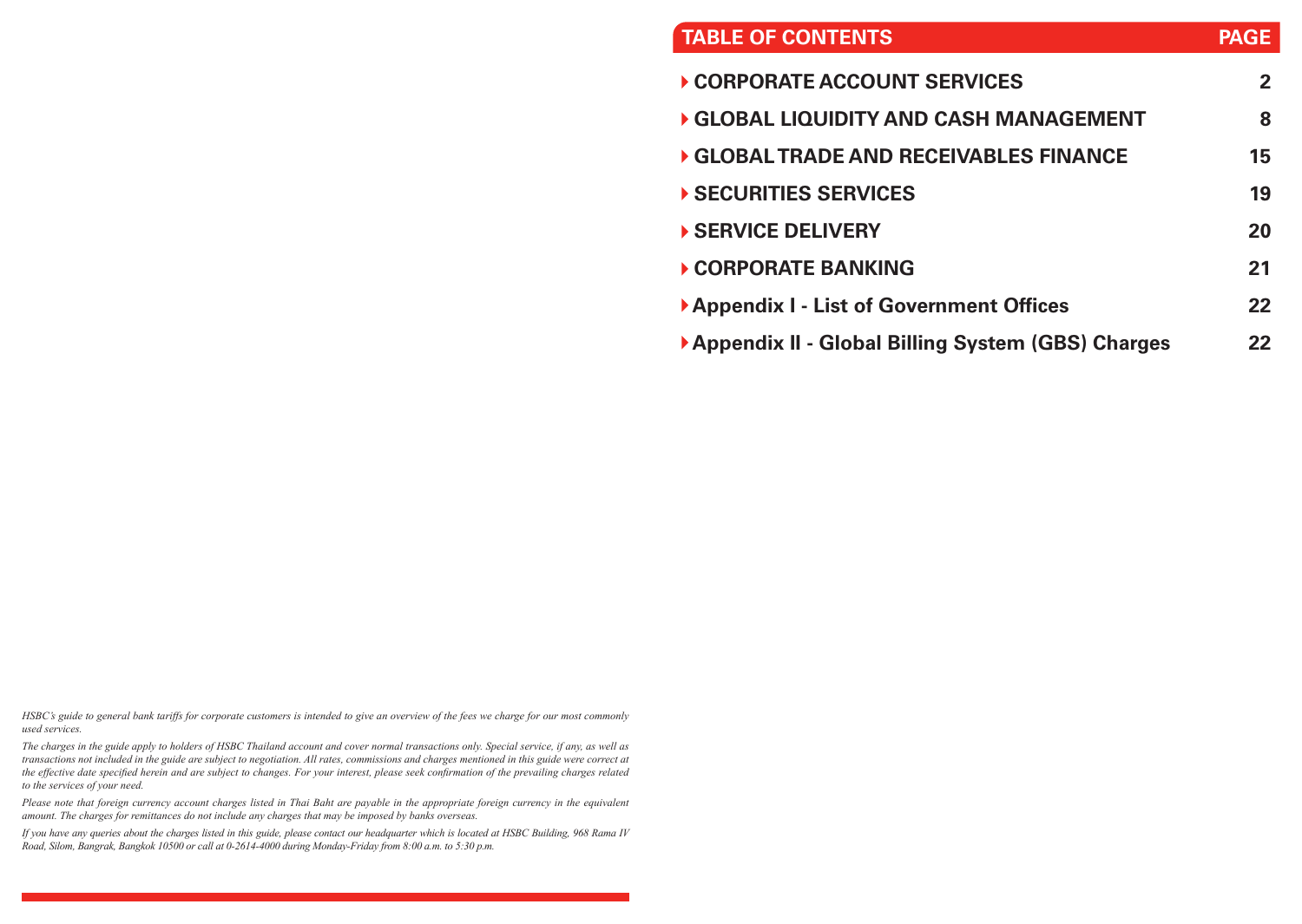| TABLE OF CONTENTS | PAGE |
|---|---|
| CORPORATE ACCOUNT SERVICES | 2 |
| GLOBAL LIQUIDITY AND CASH MANAGEMENT | 8 |
| GLOBAL TRADE AND RECEIVABLES FINANCE | 15 |
| SECURITIES SERVICES | 19 |
| SERVICE DELIVERY | 20 |
| CORPORATE BANKING | 21 |
| Appendix I - List of Government Offices | 22 |
| Appendix II - Global Billing System (GBS) Charges | 22 |

*HSBC's guide to general bank tariffs for corporate customers is intended to give an overview of the fees we charge for our most commonly used services.*

*The charges in the guide apply to holders of HSBC Thailand account and cover normal transactions only. Special service, if any, as well as transactions not included in the guide are subject to negotiation. All rates, commissions and charges mentioned in this guide were correct at the effective date specified herein and are subject to changes. For your interest, please seek confirmation of the prevailing charges related to the services of your need.*

*Please note that foreign currency account charges listed in Thai Baht are payable in the appropriate foreign currency in the equivalent amount. The charges for remittances do not include any charges that may be imposed by banks overseas.*

*If you have any queries about the charges listed in this guide, please contact our headquarter which is located at HSBC Building, 968 Rama IV Road, Silom, Bangrak, Bangkok 10500 or call at 0-2614-4000 during Monday-Friday from 8:00 a.m. to 5:30 p.m.*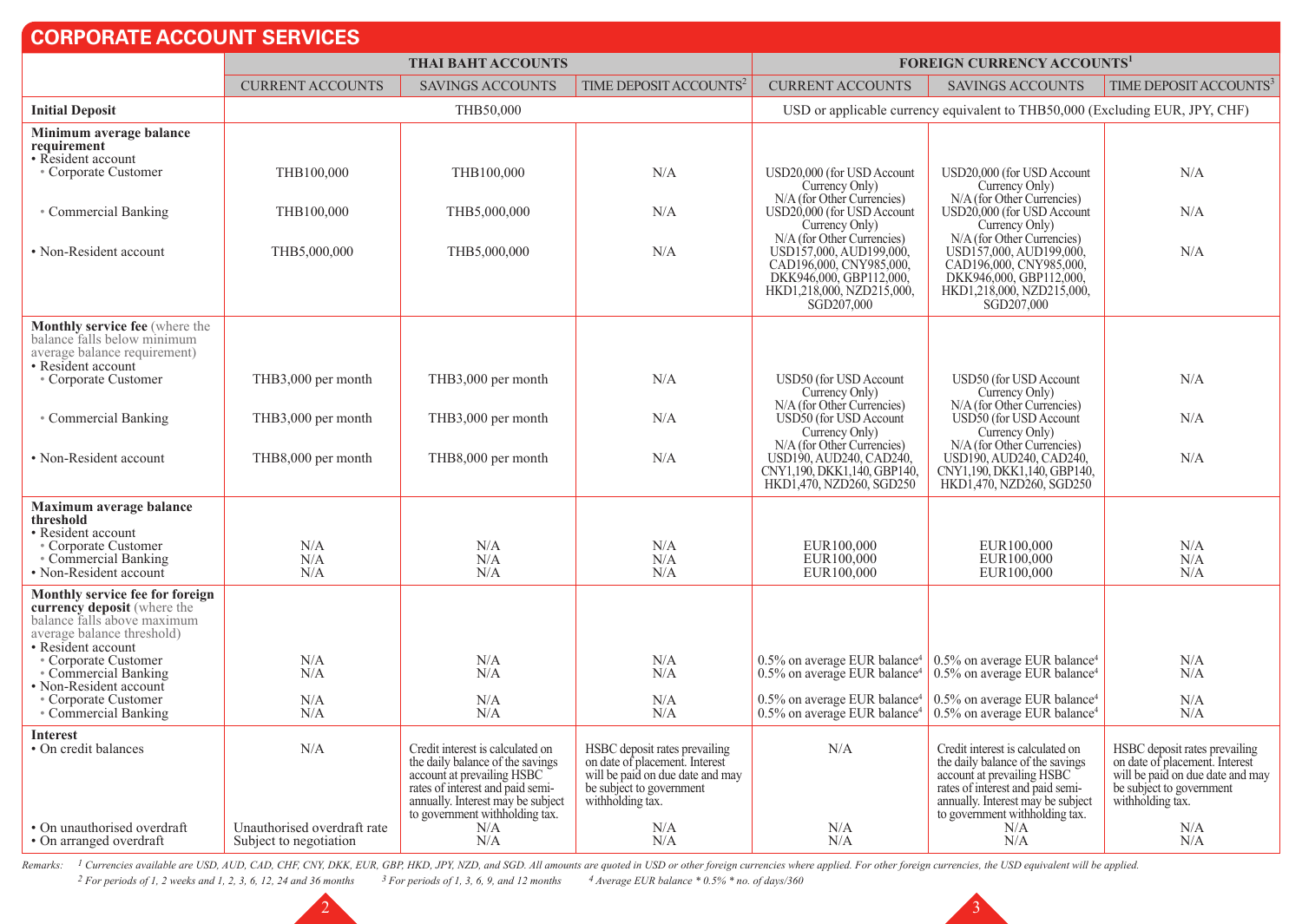# CORPORATE ACCOUNT SERVICES

| | THAI BAHT ACCOUNTS | | | FOREIGN CURRENCY ACCOUNTS[1] | | |
|---|---|---|---|---|---|---|
| | CURRENT ACCOUNTS | SAVINGS ACCOUNTS | TIME DEPOSIT ACCOUNTS[2] | CURRENT ACCOUNTS | SAVINGS ACCOUNTS | TIME DEPOSIT ACCOUNTS[3] |
| **Initial Deposit** | THB50,000 | | | USD or applicable currency equivalent to THB50,000 (Excluding EUR, JPY, CHF) | | |
| **Minimum average balance requirement** | | | | | | |
| • Resident account | | | | | | |
| ◦ Corporate Customer | THB100,000 | THB100,000 | N/A | USD20,000 (for USD Account Currency Only) N/A (for Other Currencies) | USD20,000 (for USD Account Currency Only) N/A (for Other Currencies) | N/A |
| ◦ Commercial Banking | THB100,000 | THB5,000,000 | N/A | USD20,000 (for USD Account Currency Only) N/A (for Other Currencies) | USD20,000 (for USD Account Currency Only) N/A (for Other Currencies) | N/A |
| • Non-Resident account | THB5,000,000 | THB5,000,000 | N/A | USD157,000, AUD199,000, CAD196,000, CNY985,000, DKK946,000, GBP112,000, HKD1,218,000, NZD215,000, SGD207,000 | USD157,000, AUD199,000, CAD196,000, CNY985,000, DKK946,000, GBP112,000, HKD1,218,000, NZD215,000, SGD207,000 | N/A |
| **Monthly service fee** (where the balance falls below minimum average balance requirement) | | | | | | |
| • Resident account | | | | | | |
| ◦ Corporate Customer | THB3,000 per month | THB3,000 per month | N/A | USD50 (for USD Account Currency Only) N/A (for Other Currencies) | USD50 (for USD Account Currency Only) N/A (for Other Currencies) | N/A |
| ◦ Commercial Banking | THB3,000 per month | THB3,000 per month | N/A | USD50 (for USD Account Currency Only) N/A (for Other Currencies) | USD50 (for USD Account Currency Only) N/A (for Other Currencies) | N/A |
| • Non-Resident account | THB8,000 per month | THB8,000 per month | N/A | USD190, AUD240, CAD240, CNY1,190, DKK1,140, GBP140, HKD1,470, NZD260, SGD250 | USD190, AUD240, CAD240, CNY1,190, DKK1,140, GBP140, HKD1,470, NZD260, SGD250 | N/A |
| **Maximum average balance threshold** | | | | | | |
| • Resident account | | | | | | |
| ◦ Corporate Customer | N/A | N/A | N/A | EUR100,000 | EUR100,000 | N/A |
| ◦ Commercial Banking | N/A | N/A | N/A | EUR100,000 | EUR100,000 | N/A |
| • Non-Resident account | N/A | N/A | N/A | EUR100,000 | EUR100,000 | N/A |
| **Monthly service fee for foreign currency deposit** (where the balance falls above maximum average balance threshold) | | | | | | |
| • Resident account | | | | | | |
| ◦ Corporate Customer | N/A | N/A | N/A | 0.5% on average EUR balance[4] | 0.5% on average EUR balance[4] | N/A |
| ◦ Commercial Banking | N/A | N/A | N/A | 0.5% on average EUR balance[4] | 0.5% on average EUR balance[4] | N/A |
| • Non-Resident account | | | | | | |
| ◦ Corporate Customer | N/A | N/A | N/A | 0.5% on average EUR balance[4] | 0.5% on average EUR balance[4] | N/A |
| ◦ Commercial Banking | N/A | N/A | N/A | 0.5% on average EUR balance[4] | 0.5% on average EUR balance[4] | N/A |
| **Interest** | | | | | | |
| • On credit balances | N/A | Credit interest is calculated on the daily balance of the savings account at prevailing HSBC rates of interest and paid semi-annually. Interest may be subject to government withholding tax. | HSBC deposit rates prevailing on date of placement. Interest will be paid on due date and may be subject to government withholding tax. | N/A | Credit interest is calculated on the daily balance of the savings account at prevailing HSBC rates of interest and paid semi-annually. Interest may be subject to government withholding tax. | HSBC deposit rates prevailing on date of placement. Interest will be paid on due date and may be subject to government withholding tax. |
| • On unauthorised overdraft | Unauthorised overdraft rate | N/A | N/A | N/A | N/A | N/A |
| • On arranged overdraft | Subject to negotiation | N/A | N/A | N/A | N/A | N/A |

*Remarks:* [1] *Currencies available are USD, AUD, CAD, CHF, CNY, DKK, EUR, GBP, HKD, JPY, NZD, and SGD. All amounts are quoted in USD or other foreign currencies where applied. For other foreign currencies, the USD equivalent will be applied.*

[2] *For periods of 1, 2 weeks and 1, 2, 3, 6, 12, 24 and 36 months* [3] *For periods of 1, 3, 6, 9, and 12 months* [4] *Average EUR balance * 0.5% * no. of days/360*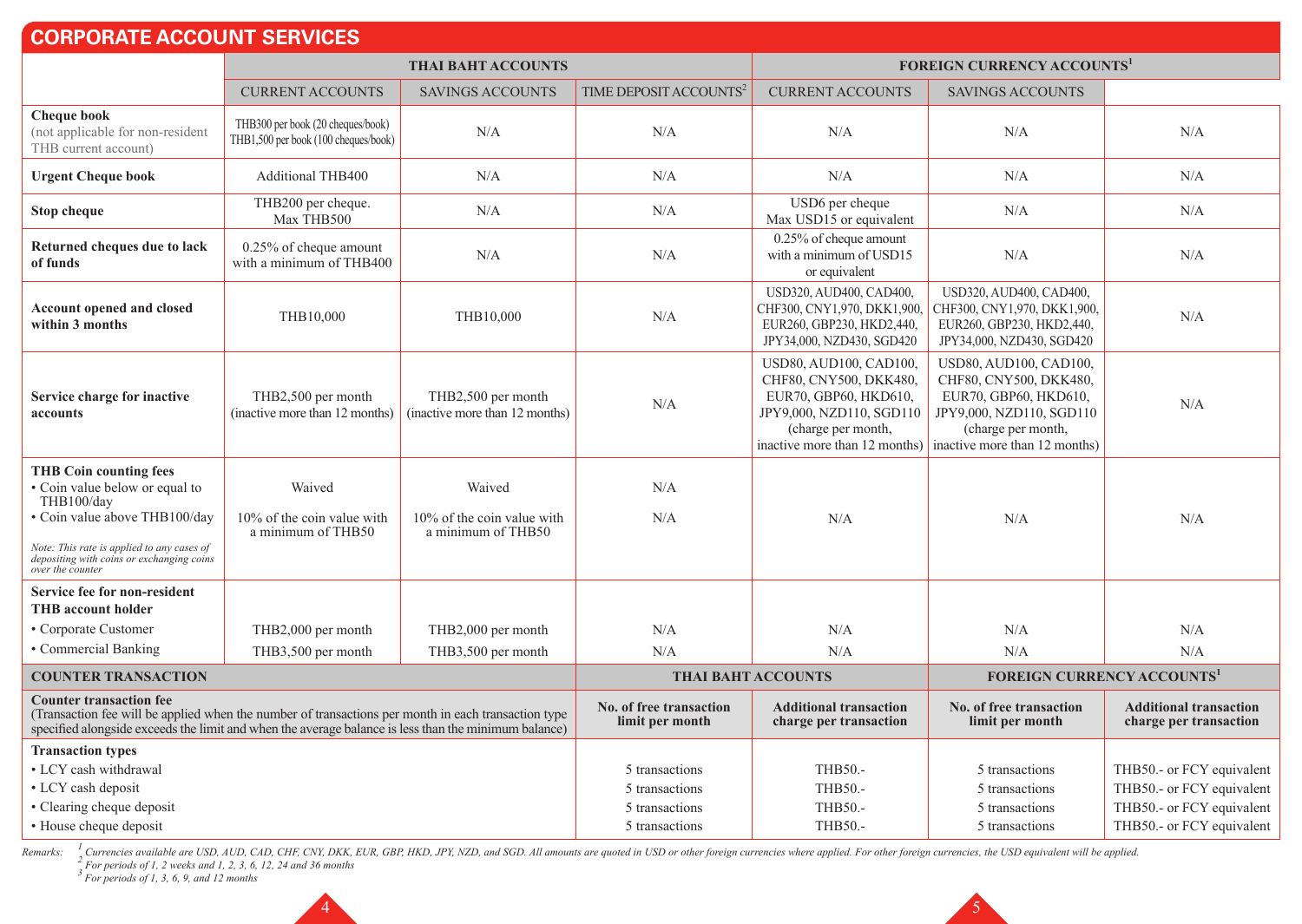## CORPORATE ACCOUNT SERVICES

| | THAI BAHT ACCOUNTS | | | FOREIGN CURRENCY ACCOUNTS[1] | | |
|---|---|---|---|---|---|---|
| | CURRENT ACCOUNTS | SAVINGS ACCOUNTS | TIME DEPOSIT ACCOUNTS[2] | CURRENT ACCOUNTS | SAVINGS ACCOUNTS | |
| **Cheque book** (not applicable for non-resident THB current account) | THB300 per book (20 cheques/book) THB1,500 per book (100 cheques/book) | N/A | N/A | N/A | N/A | N/A |
| **Urgent Cheque book** | Additional THB400 | N/A | N/A | N/A | N/A | N/A |
| **Stop cheque** | THB200 per cheque. Max THB500 | N/A | N/A | USD6 per cheque Max USD15 or equivalent | N/A | N/A |
| **Returned cheques due to lack of funds** | 0.25% of cheque amount with a minimum of THB400 | N/A | N/A | 0.25% of cheque amount with a minimum of USD15 or equivalent | N/A | N/A |
| **Account opened and closed within 3 months** | THB10,000 | THB10,000 | N/A | USD320, AUD400, CAD400, CHF300, CNY1,970, DKK1,900, EUR260, GBP230, HKD2,440, JPY34,000, NZD430, SGD420 | USD320, AUD400, CAD400, CHF300, CNY1,970, DKK1,900, EUR260, GBP230, HKD2,440, JPY34,000, NZD430, SGD420 | N/A |
| **Service charge for inactive accounts** | THB2,500 per month (inactive more than 12 months) | THB2,500 per month (inactive more than 12 months) | N/A | USD80, AUD100, CAD100, CHF80, CNY500, DKK480, EUR70, GBP60, HKD610, JPY9,000, NZD110, SGD110 (charge per month, inactive more than 12 months) | USD80, AUD100, CAD100, CHF80, CNY500, DKK480, EUR70, GBP60, HKD610, JPY9,000, NZD110, SGD110 (charge per month, inactive more than 12 months) | N/A |
| **THB Coin counting fees** | | | | N/A | N/A | N/A |
| • Coin value below or equal to THB100/day | Waived | Waived | N/A | | | |
| • Coin value above THB100/day | 10% of the coin value with a minimum of THB50 | 10% of the coin value with a minimum of THB50 | N/A | | | |
| *Note: This rate is applied to any cases of depositing with coins or exchanging coins over the counter* | | | | | | |
| **Service fee for non-resident THB account holder** | | | | | | |
| • Corporate Customer | THB2,000 per month | THB2,000 per month | N/A | N/A | N/A | N/A |
| • Commercial Banking | THB3,500 per month | THB3,500 per month | N/A | N/A | N/A | N/A |

| COUNTER TRANSACTION | THAI BAHT ACCOUNTS | | FOREIGN CURRENCY ACCOUNTS[1] | |
|---|---|---|---|---|
| **Counter transaction fee** (Transaction fee will be applied when the number of transactions per month in each transaction type specified alongside exceeds the limit and when the average balance is less than the minimum balance) | **No. of free transaction limit per month** | **Additional transaction charge per transaction** | **No. of free transaction limit per month** | **Additional transaction charge per transaction** |
| **Transaction types** | | | | |
| • LCY cash withdrawal | 5 transactions | THB50.- | 5 transactions | THB50.- or FCY equivalent |
| • LCY cash deposit | 5 transactions | THB50.- | 5 transactions | THB50.- or FCY equivalent |
| • Clearing cheque deposit | 5 transactions | THB50.- | 5 transactions | THB50.- or FCY equivalent |
| • House cheque deposit | 5 transactions | THB50.- | 5 transactions | THB50.- or FCY equivalent |

*Remarks:*
*[1] Currencies available are USD, AUD, CAD, CHF, CNY, DKK, EUR, GBP, HKD, JPY, NZD, and SGD. All amounts are quoted in USD or other foreign currencies where applied. For other foreign currencies, the USD equivalent will be applied.*
*[2] For periods of 1, 2 weeks and 1, 2, 3, 6, 12, 24 and 36 months*
*[3] For periods of 1, 3, 6, 9, and 12 months*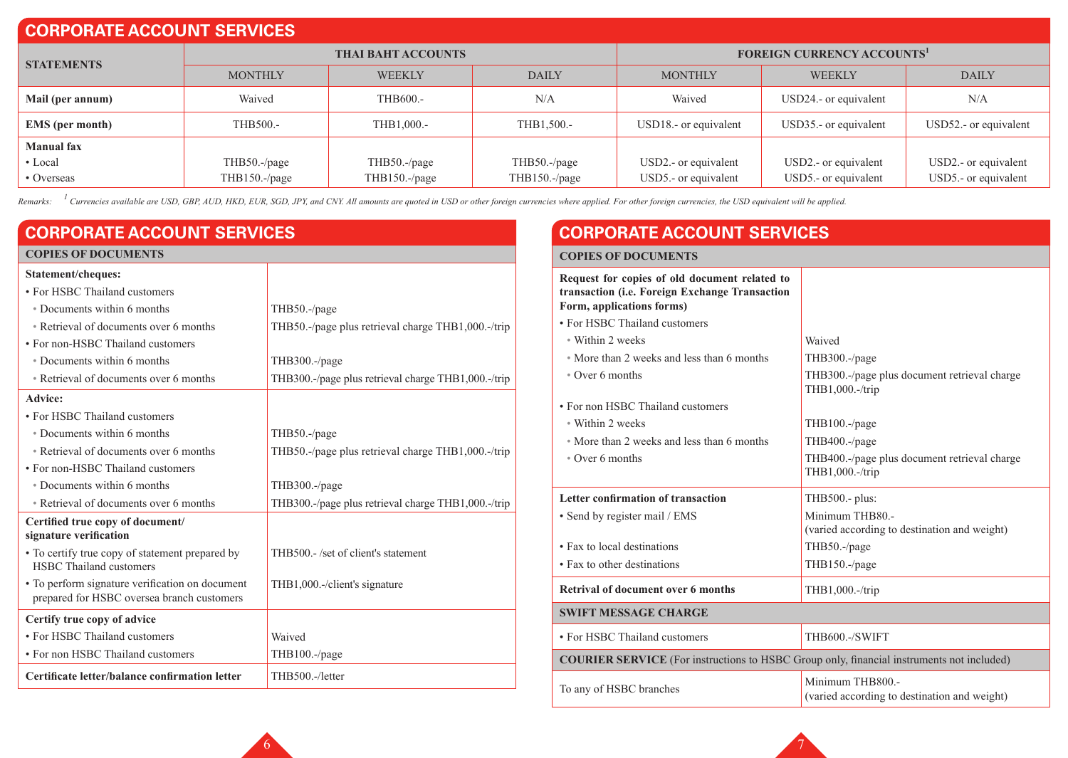## CORPORATE ACCOUNT SERVICES

| STATEMENTS | THAI BAHT ACCOUNTS | | | FOREIGN CURRENCY ACCOUNTS[1] | | |
|---|---|---|---|---|---|---|
| | MONTHLY | WEEKLY | DAILY | MONTHLY | WEEKLY | DAILY |
| **Mail (per annum)** | Waived | THB600.- | N/A | Waived | USD24.- or equivalent | N/A |
| **EMS (per month)** | THB500.- | THB1,000.- | THB1,500.- | USD18.- or equivalent | USD35.- or equivalent | USD52.- or equivalent |
| **Manual fax** | | | | | | |
| • Local | THB50.-/page | THB50.-/page | THB50.-/page | USD2.- or equivalent | USD2.- or equivalent | USD2.- or equivalent |
| • Overseas | THB150.-/page | THB150.-/page | THB150.-/page | USD5.- or equivalent | USD5.- or equivalent | USD5.- or equivalent |

*Remarks: [1] Currencies available are USD, GBP, AUD, HKD, EUR, SGD, JPY, and CNY. All amounts are quoted in USD or other foreign currencies where applied. For other foreign currencies, the USD equivalent will be applied.*

## CORPORATE ACCOUNT SERVICES

| COPIES OF DOCUMENTS | |
|---|---|
| **Statement/cheques:** | |
| • For HSBC Thailand customers | |
| ◦ Documents within 6 months | THB50.-/page |
| ◦ Retrieval of documents over 6 months | THB50.-/page plus retrieval charge THB1,000.-/trip |
| • For non-HSBC Thailand customers | |
| ◦ Documents within 6 months | THB300.-/page |
| ◦ Retrieval of documents over 6 months | THB300.-/page plus retrieval charge THB1,000.-/trip |
| **Advice:** | |
| • For HSBC Thailand customers | |
| ◦ Documents within 6 months | THB50.-/page |
| ◦ Retrieval of documents over 6 months | THB50.-/page plus retrieval charge THB1,000.-/trip |
| • For non-HSBC Thailand customers | |
| ◦ Documents within 6 months | THB300.-/page |
| ◦ Retrieval of documents over 6 months | THB300.-/page plus retrieval charge THB1,000.-/trip |
| **Certified true copy of document/ signature verification** | |
| • To certify true copy of statement prepared by HSBC Thailand customers | THB500.- /set of client's statement |
| • To perform signature verification on document prepared for HSBC oversea branch customers | THB1,000.-/client's signature |
| **Certify true copy of advice** | |
| • For HSBC Thailand customers | Waived |
| • For non HSBC Thailand customers | THB100.-/page |
| **Certificate letter/balance confirmation letter** | THB500.-/letter |

## CORPORATE ACCOUNT SERVICES

| COPIES OF DOCUMENTS | |
|---|---|
| **Request for copies of old document related to transaction (i.e. Foreign Exchange Transaction Form, applications forms)** | |
| • For HSBC Thailand customers | |
| ◦ Within 2 weeks | Waived |
| ◦ More than 2 weeks and less than 6 months | THB300.-/page |
| ◦ Over 6 months | THB300.-/page plus document retrieval charge THB1,000.-/trip |
| • For non HSBC Thailand customers | |
| ◦ Within 2 weeks | THB100.-/page |
| ◦ More than 2 weeks and less than 6 months | THB400.-/page |
| ◦ Over 6 months | THB400.-/page plus document retrieval charge THB1,000.-/trip |
| **Letter confirmation of transaction** | THB500.- plus: |
| • Send by register mail / EMS | Minimum THB80.- (varied according to destination and weight) |
| • Fax to local destinations | THB50.-/page |
| • Fax to other destinations | THB150.-/page |
| **Retrival of document over 6 months** | THB1,000.-/trip |
| **SWIFT MESSAGE CHARGE** | |
| • For HSBC Thailand customers | THB600.-/SWIFT |
| **COURIER SERVICE** (For instructions to HSBC Group only, financial instruments not included) | |
| To any of HSBC branches | Minimum THB800.- (varied according to destination and weight) |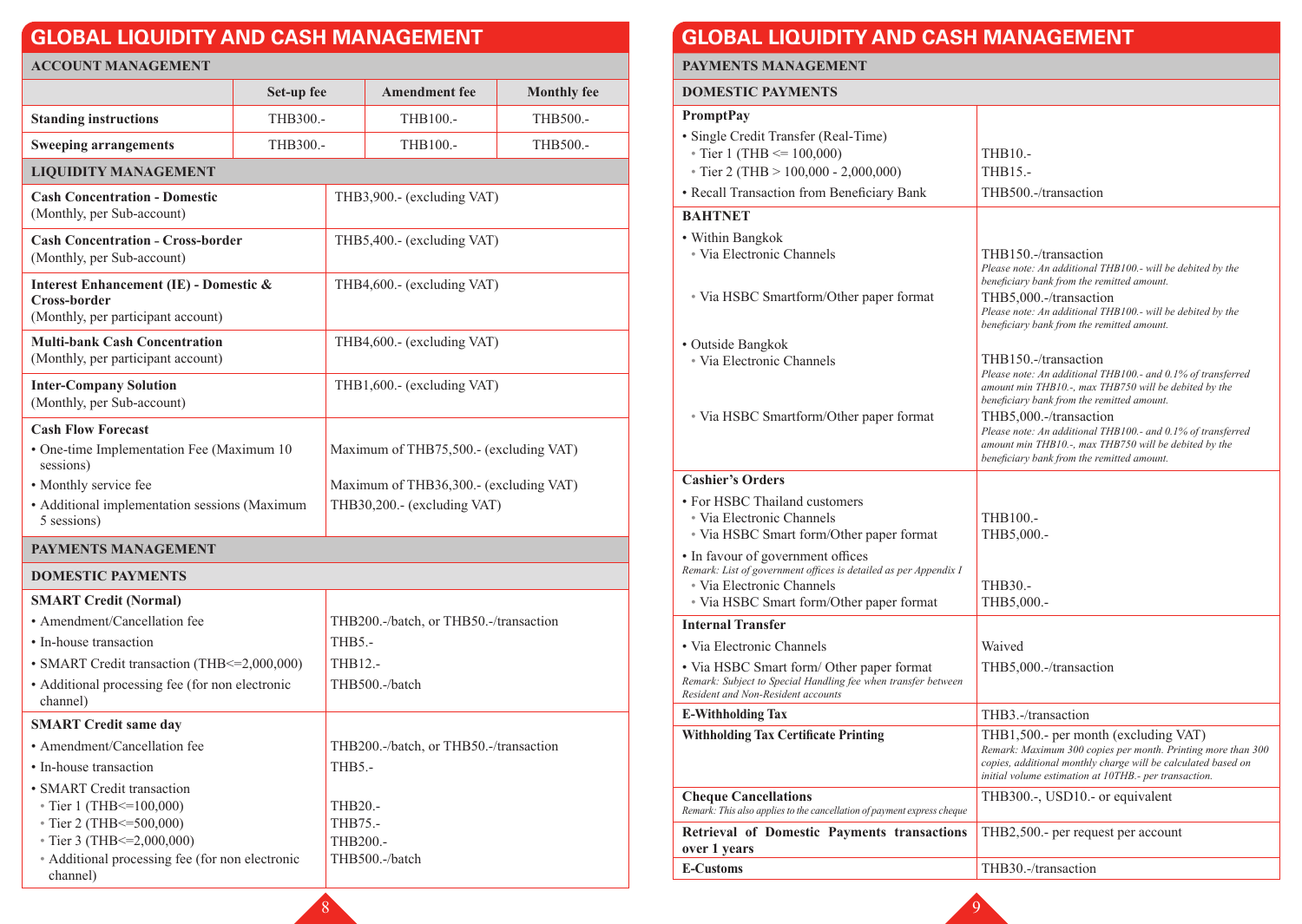## GLOBAL LIQUIDITY AND CASH MANAGEMENT

### ACCOUNT MANAGEMENT

| | Set-up fee | Amendment fee | Monthly fee |
|---|---|---|---|
| **Standing instructions** | THB300.- | THB100.- | THB500.- |
| **Sweeping arrangements** | THB300.- | THB100.- | THB500.- |

### LIQUIDITY MANAGEMENT

| | |
|---|---|
| **Cash Concentration - Domestic** (Monthly, per Sub-account) | THB3,900.- (excluding VAT) |
| **Cash Concentration - Cross-border** (Monthly, per Sub-account) | THB5,400.- (excluding VAT) |
| **Interest Enhancement (IE) - Domestic & Cross-border** (Monthly, per participant account) | THB4,600.- (excluding VAT) |
| **Multi-bank Cash Concentration** (Monthly, per participant account) | THB4,600.- (excluding VAT) |
| **Inter-Company Solution** (Monthly, per Sub-account) | THB1,600.- (excluding VAT) |
| **Cash Flow Forecast** | |
| • One-time Implementation Fee (Maximum 10 sessions) | Maximum of THB75,500.- (excluding VAT) |
| • Monthly service fee | Maximum of THB36,300.- (excluding VAT) |
| • Additional implementation sessions (Maximum 5 sessions) | THB30,200.- (excluding VAT) |

### PAYMENTS MANAGEMENT

#### DOMESTIC PAYMENTS

| | |
|---|---|
| **SMART Credit (Normal)** | |
| • Amendment/Cancellation fee | THB200.-/batch, or THB50.-/transaction |
| • In-house transaction | THB5.- |
| • SMART Credit transaction (THB<=2,000,000) | THB12.- |
| • Additional processing fee (for non electronic channel) | THB500.-/batch |
| **SMART Credit same day** | |
| • Amendment/Cancellation fee | THB200.-/batch, or THB50.-/transaction |
| • In-house transaction | THB5.- |
| • SMART Credit transaction | |
| ◦ Tier 1 (THB<=100,000) | THB20.- |
| ◦ Tier 2 (THB<=500,000) | THB75.- |
| ◦ Tier 3 (THB<=2,000,000) | THB200.- |
| ◦ Additional processing fee (for non electronic channel) | THB500.-/batch |

## GLOBAL LIQUIDITY AND CASH MANAGEMENT

### PAYMENTS MANAGEMENT

#### DOMESTIC PAYMENTS

| | |
|---|---|
| **PromptPay** | |
| • Single Credit Transfer (Real-Time) | |
| ◦ Tier 1 (THB <= 100,000) | THB10.- |
| ◦ Tier 2 (THB > 100,000 - 2,000,000) | THB15.- |
| • Recall Transaction from Beneficiary Bank | THB500.-/transaction |
| **BAHTNET** | |
| • Within Bangkok | |
| ◦ Via Electronic Channels | THB150.-/transaction *Please note: An additional THB100.- will be debited by the beneficiary bank from the remitted amount.* |
| ◦ Via HSBC Smartform/Other paper format | THB5,000.-/transaction *Please note: An additional THB100.- will be debited by the beneficiary bank from the remitted amount.* |
| • Outside Bangkok | |
| ◦ Via Electronic Channels | THB150.-/transaction *Please note: An additional THB100.- and 0.1% of transferred amount min THB10.-, max THB750 will be debited by the beneficiary bank from the remitted amount.* |
| ◦ Via HSBC Smartform/Other paper format | THB5,000.-/transaction *Please note: An additional THB100.- and 0.1% of transferred amount min THB10.-, max THB750 will be debited by the beneficiary bank from the remitted amount.* |
| **Cashier's Orders** | |
| • For HSBC Thailand customers | |
| ◦ Via Electronic Channels | THB100.- |
| ◦ Via HSBC Smart form/Other paper format | THB5,000.- |
| • In favour of government offices *Remark: List of government offices is detailed as per Appendix I* | |
| ◦ Via Electronic Channels | THB30.- |
| ◦ Via HSBC Smart form/Other paper format | THB5,000.- |
| **Internal Transfer** | |
| • Via Electronic Channels | Waived |
| • Via HSBC Smart form/ Other paper format *Remark: Subject to Special Handling fee when transfer between Resident and Non-Resident accounts* | THB5,000.-/transaction |
| **E-Withholding Tax** | THB3.-/transaction |
| **Withholding Tax Certificate Printing** | THB1,500.- per month (excluding VAT) *Remark: Maximum 300 copies per month. Printing more than 300 copies, additional monthly charge will be calculated based on initial volume estimation at 10THB.- per transaction.* |
| **Cheque Cancellations** *Remark: This also applies to the cancellation of payment express cheque* | THB300.-, USD10.- or equivalent |
| **Retrieval of Domestic Payments transactions over 1 years** | THB2,500.- per request per account |
| **E-Customs** | THB30.-/transaction |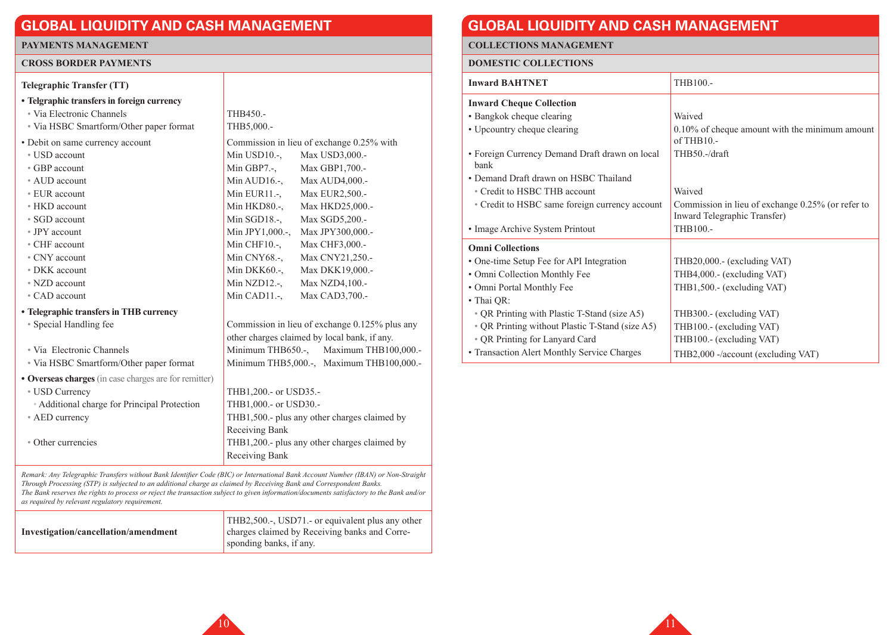# GLOBAL LIQUIDITY AND CASH MANAGEMENT

## PAYMENTS MANAGEMENT

### CROSS BORDER PAYMENTS

| **Telegraphic Transfer (TT)** | |
|---|---|
| **• Telgraphic transfers in foreign currency** | |
| • Via Electronic Channels | THB450.- |
| • Via HSBC Smartform/Other paper format | THB5,000.- |
| • Debit on same currency account | Commission in lieu of exchange 0.25% with |
| • USD account | Min USD10.-, Max USD3,000.- |
| • GBP account | Min GBP7.-, Max GBP1,700.- |
| • AUD account | Min AUD16.-, Max AUD4,000.- |
| • EUR account | Min EUR11.-, Max EUR2,500.- |
| • HKD account | Min HKD80.-, Max HKD25,000.- |
| • SGD account | Min SGD18.-, Max SGD5,200.- |
| • JPY account | Min JPY1,000.-, Max JPY300,000.- |
| • CHF account | Min CHF10.-, Max CHF3,000.- |
| • CNY account | Min CNY68.-, Max CNY21,250.- |
| • DKK account | Min DKK60.-, Max DKK19,000.- |
| • NZD account | Min NZD12.-, Max NZD4,100.- |
| • CAD account | Min CAD11.-, Max CAD3,700.- |
| **• Telegraphic transfers in THB currency** | |
| • Special Handling fee | Commission in lieu of exchange 0.125% plus any other charges claimed by local bank, if any. |
| • Via Electronic Channels | Minimum THB650.-, Maximum THB100,000.- |
| • Via HSBC Smartform/Other paper format | Minimum THB5,000.-, Maximum THB100,000.- |
| **• Overseas charges** (in case charges are for remitter) | |
| • USD Currency | THB1,200.- or USD35.- |
| • Additional charge for Principal Protection | THB1,000.- or USD30.- |
| • AED currency | THB1,500.- plus any other charges claimed by Receiving Bank |
| • Other currencies | THB1,200.- plus any other charges claimed by Receiving Bank |

*Remark: Any Telegraphic Transfers without Bank Identifier Code (BIC) or International Bank Account Number (IBAN) or Non-Straight Through Processing (STP) is subjected to an additional charge as claimed by Receiving Bank and Correspondent Banks.*
*The Bank reserves the rights to process or reject the transaction subject to given information/documents satisfactory to the Bank and/or as required by relevant regulatory requirement.*

| | |
|---|---|
| **Investigation/cancellation/amendment** | THB2,500.-, USD71.- or equivalent plus any other charges claimed by Receiving banks and Corresponding banks, if any. |

# GLOBAL LIQUIDITY AND CASH MANAGEMENT

## COLLECTIONS MANAGEMENT

### DOMESTIC COLLECTIONS

| **Inward BAHTNET** | THB100.- |
|---|---|
| **Inward Cheque Collection** | |
| • Bangkok cheque clearing | Waived |
| • Upcountry cheque clearing | 0.10% of cheque amount with the minimum amount of THB10.- |
| • Foreign Currency Demand Draft drawn on local bank | THB50.-/draft |
| • Demand Draft drawn on HSBC Thailand | |
| • Credit to HSBC THB account | Waived |
| • Credit to HSBC same foreign currency account | Commission in lieu of exchange 0.25% (or refer to Inward Telegraphic Transfer) |
| • Image Archive System Printout | THB100.- |
| **Omni Collections** | |
| • One-time Setup Fee for API Integration | THB20,000.- (excluding VAT) |
| • Omni Collection Monthly Fee | THB4,000.- (excluding VAT) |
| • Omni Portal Monthly Fee | THB1,500.- (excluding VAT) |
| • Thai QR: | |
| • QR Printing with Plastic T-Stand (size A5) | THB300.- (excluding VAT) |
| • QR Printing without Plastic T-Stand (size A5) | THB100.- (excluding VAT) |
| • QR Printing for Lanyard Card | THB100.- (excluding VAT) |
| • Transaction Alert Monthly Service Charges | THB2,000 -/account (excluding VAT) |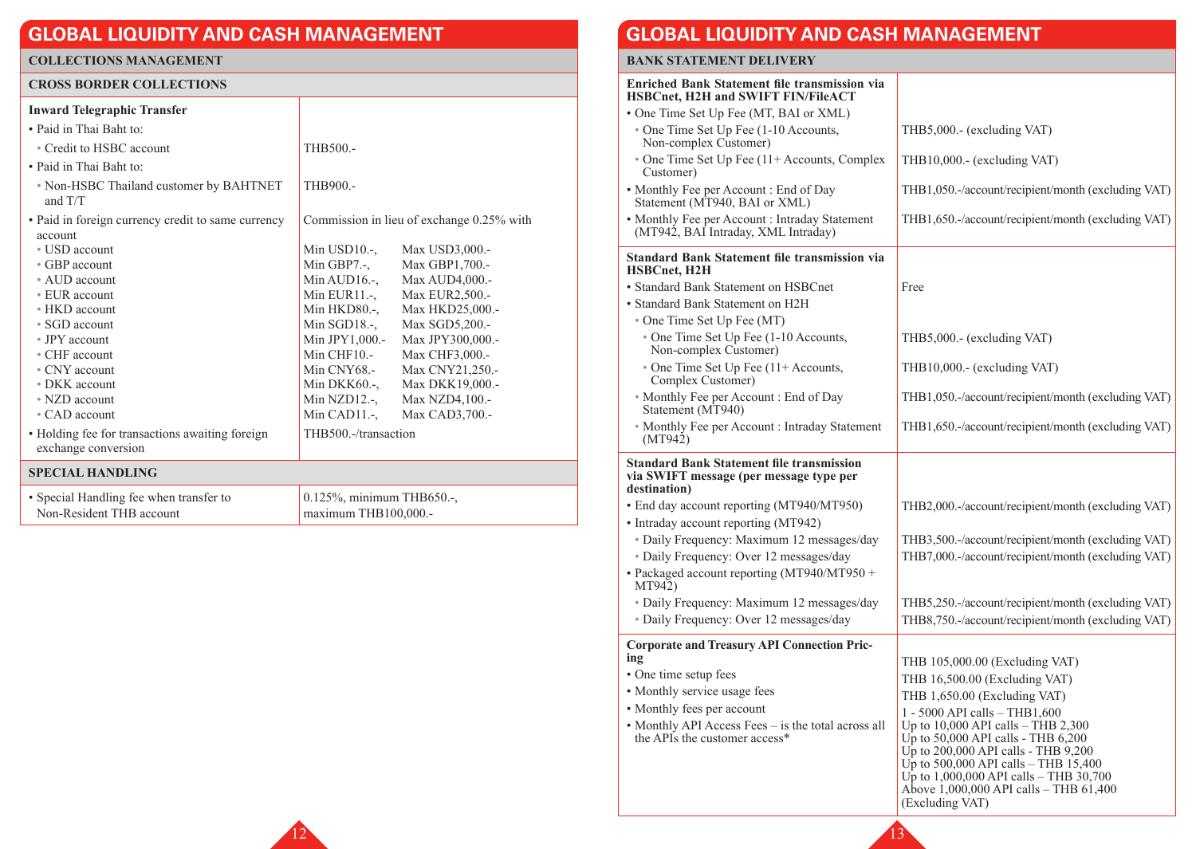## GLOBAL LIQUIDITY AND CASH MANAGEMENT

### COLLECTIONS MANAGEMENT

#### CROSS BORDER COLLECTIONS

| Inward Telegraphic Transfer | | |
|---|---|---|
| • Paid in Thai Baht to: | | |
| ◦ Credit to HSBC account | THB500.- | |
| • Paid in Thai Baht to: | | |
| ◦ Non-HSBC Thailand customer by BAHTNET and T/T | THB900.- | |
| • Paid in foreign currency credit to same currency account | Commission in lieu of exchange 0.25% with | |
| ◦ USD account | Min USD10.-, | Max USD3,000.- |
| ◦ GBP account | Min GBP7.-, | Max GBP1,700.- |
| ◦ AUD account | Min AUD16.-, | Max AUD4,000.- |
| ◦ EUR account | Min EUR11.-, | Max EUR2,500.- |
| ◦ HKD account | Min HKD80.-, | Max HKD25,000.- |
| ◦ SGD account | Min SGD18.-, | Max SGD5,200.- |
| ◦ JPY account | Min JPY1,000.- | Max JPY300,000.- |
| ◦ CHF account | Min CHF10.- | Max CHF3,000.- |
| ◦ CNY account | Min CNY68.- | Max CNY21,250.- |
| ◦ DKK account | Min DKK60.-, | Max DKK19,000.- |
| ◦ NZD account | Min NZD12.-, | Max NZD4,100.- |
| ◦ CAD account | Min CAD11.-, | Max CAD3,700.- |
| • Holding fee for transactions awaiting foreign exchange conversion | THB500.-/transaction | |

#### SPECIAL HANDLING

| | |
|---|---|
| • Special Handling fee when transfer to Non-Resident THB account | 0.125%, minimum THB650.-, maximum THB100,000.- |

## GLOBAL LIQUIDITY AND CASH MANAGEMENT

### BANK STATEMENT DELIVERY

| Enriched Bank Statement file transmission via HSBCnet, H2H and SWIFT FIN/FileACT | |
|---|---|
| • One Time Set Up Fee (MT, BAI or XML) | |
| ◦ One Time Set Up Fee (1-10 Accounts, Non-complex Customer) | THB5,000.- (excluding VAT) |
| ◦ One Time Set Up Fee (11+ Accounts, Complex Customer) | THB10,000.- (excluding VAT) |
| • Monthly Fee per Account : End of Day Statement (MT940, BAI or XML) | THB1,050.-/account/recipient/month (excluding VAT) |
| • Monthly Fee per Account : Intraday Statement (MT942, BAI Intraday, XML Intraday) | THB1,650.-/account/recipient/month (excluding VAT) |
| **Standard Bank Statement file transmission via HSBCnet, H2H** | |
| • Standard Bank Statement on HSBCnet | Free |
| • Standard Bank Statement on H2H | |
| ◦ One Time Set Up Fee (MT) | |
| ◦ One Time Set Up Fee (1-10 Accounts, Non-complex Customer) | THB5,000.- (excluding VAT) |
| ◦ One Time Set Up Fee (11+ Accounts, Complex Customer) | THB10,000.- (excluding VAT) |
| ◦ Monthly Fee per Account : End of Day Statement (MT940) | THB1,050.-/account/recipient/month (excluding VAT) |
| ◦ Monthly Fee per Account : Intraday Statement (MT942) | THB1,650.-/account/recipient/month (excluding VAT) |
| **Standard Bank Statement file transmission via SWIFT message (per message type per destination)** | |
| • End day account reporting (MT940/MT950) | THB2,000.-/account/recipient/month (excluding VAT) |
| • Intraday account reporting (MT942) | |
| ◦ Daily Frequency: Maximum 12 messages/day | THB3,500.-/account/recipient/month (excluding VAT) |
| ◦ Daily Frequency: Over 12 messages/day | THB7,000.-/account/recipient/month (excluding VAT) |
| • Packaged account reporting (MT940/MT950 + MT942) | |
| ◦ Daily Frequency: Maximum 12 messages/day | THB5,250.-/account/recipient/month (excluding VAT) |
| ◦ Daily Frequency: Over 12 messages/day | THB8,750.-/account/recipient/month (excluding VAT) |
| **Corporate and Treasury API Connection Pricing** | |
| • One time setup fees | THB 105,000.00 (Excluding VAT) |
| • Monthly service usage fees | THB 16,500.00 (Excluding VAT) |
| • Monthly fees per account | THB 1,650.00 (Excluding VAT) |
| • Monthly API Access Fees – is the total across all the APIs the customer access* | 1 - 5000 API calls – THB1,600<br>Up to 10,000 API calls – THB 2,300<br>Up to 50,000 API calls - THB 6,200<br>Up to 200,000 API calls - THB 9,200<br>Up to 500,000 API calls – THB 15,400<br>Up to 1,000,000 API calls – THB 30,700<br>Above 1,000,000 API calls – THB 61,400<br>(Excluding VAT) |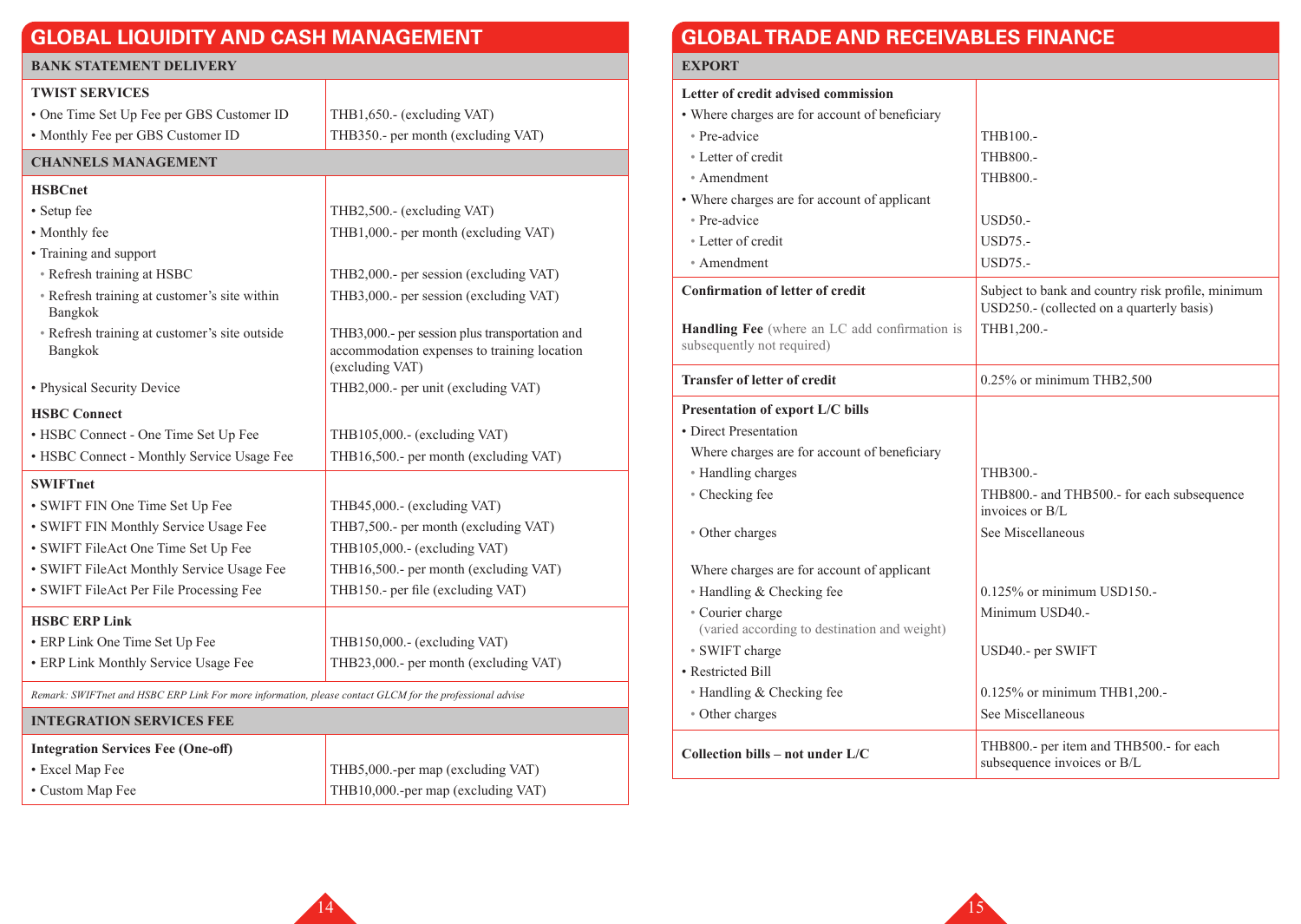## GLOBAL LIQUIDITY AND CASH MANAGEMENT

| BANK STATEMENT DELIVERY | |
|---|---|
| **TWIST SERVICES** | |
| • One Time Set Up Fee per GBS Customer ID | THB1,650.- (excluding VAT) |
| • Monthly Fee per GBS Customer ID | THB350.- per month (excluding VAT) |
| **CHANNELS MANAGEMENT** | |
| **HSBCnet** | |
| • Setup fee | THB2,500.- (excluding VAT) |
| • Monthly fee | THB1,000.- per month (excluding VAT) |
| • Training and support | |
| ◦ Refresh training at HSBC | THB2,000.- per session (excluding VAT) |
| ◦ Refresh training at customer's site within Bangkok | THB3,000.- per session (excluding VAT) |
| ◦ Refresh training at customer's site outside Bangkok | THB3,000.- per session plus transportation and accommodation expenses to training location (excluding VAT) |
| • Physical Security Device | THB2,000.- per unit (excluding VAT) |
| **HSBC Connect** | |
| • HSBC Connect - One Time Set Up Fee | THB105,000.- (excluding VAT) |
| • HSBC Connect - Monthly Service Usage Fee | THB16,500.- per month (excluding VAT) |
| **SWIFTnet** | |
| • SWIFT FIN One Time Set Up Fee | THB45,000.- (excluding VAT) |
| • SWIFT FIN Monthly Service Usage Fee | THB7,500.- per month (excluding VAT) |
| • SWIFT FileAct One Time Set Up Fee | THB105,000.- (excluding VAT) |
| • SWIFT FileAct Monthly Service Usage Fee | THB16,500.- per month (excluding VAT) |
| • SWIFT FileAct Per File Processing Fee | THB150.- per file (excluding VAT) |
| **HSBC ERP Link** | |
| • ERP Link One Time Set Up Fee | THB150,000.- (excluding VAT) |
| • ERP Link Monthly Service Usage Fee | THB23,000.- per month (excluding VAT) |
| *Remark: SWIFTnet and HSBC ERP Link For more information, please contact GLCM for the professional advise* | |
| **INTEGRATION SERVICES FEE** | |
| **Integration Services Fee (One-off)** | |
| • Excel Map Fee | THB5,000.-per map (excluding VAT) |
| • Custom Map Fee | THB10,000.-per map (excluding VAT) |

## GLOBAL TRADE AND RECEIVABLES FINANCE

| EXPORT | |
|---|---|
| **Letter of credit advised commission** | |
| • Where charges are for account of beneficiary | |
| ◦ Pre-advice | THB100.- |
| ◦ Letter of credit | THB800.- |
| ◦ Amendment | THB800.- |
| • Where charges are for account of applicant | |
| ◦ Pre-advice | USD50.- |
| ◦ Letter of credit | USD75.- |
| ◦ Amendment | USD75.- |
| **Confirmation of letter of credit** | Subject to bank and country risk profile, minimum USD250.- (collected on a quarterly basis) |
| **Handling Fee** (where an LC add confirmation is subsequently not required) | THB1,200.- |
| **Transfer of letter of credit** | 0.25% or minimum THB2,500 |
| **Presentation of export L/C bills** | |
| • Direct Presentation | |
| Where charges are for account of beneficiary | |
| ◦ Handling charges | THB300.- |
| ◦ Checking fee | THB800.- and THB500.- for each subsequence invoices or B/L |
| ◦ Other charges | See Miscellaneous |
| Where charges are for account of applicant | |
| ◦ Handling & Checking fee | 0.125% or minimum USD150.- |
| ◦ Courier charge (varied according to destination and weight) | Minimum USD40.- |
| ◦ SWIFT charge | USD40.- per SWIFT |
| • Restricted Bill | |
| ◦ Handling & Checking fee | 0.125% or minimum THB1,200.- |
| ◦ Other charges | See Miscellaneous |
| **Collection bills – not under L/C** | THB800.- per item and THB500.- for each subsequence invoices or B/L |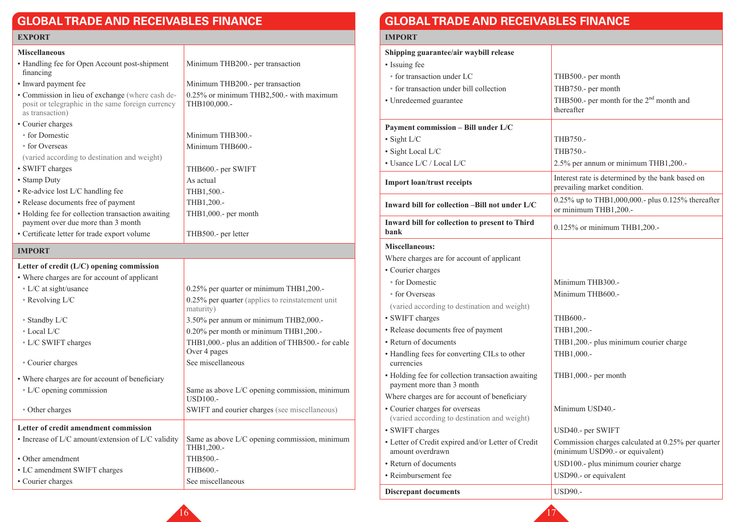## GLOBAL TRADE AND RECEIVABLES FINANCE

### EXPORT

| **Miscellaneous** | |
|---|---|
| • Handling fee for Open Account post-shipment financing | Minimum THB200.- per transaction |
| • Inward payment fee | Minimum THB200.- per transaction |
| • Commission in lieu of exchange (where cash deposit or telegraphic in the same foreign currency as transaction) | 0.25% or minimum THB2,500.- with maximum THB100,000.- |
| • Courier charges | |
| ◦ for Domestic | Minimum THB300.- |
| ◦ for Overseas | Minimum THB600.- |
| (varied according to destination and weight) | |
| • SWIFT charges | THB600.- per SWIFT |
| • Stamp Duty | As actual |
| • Re-advice lost L/C handling fee | THB1,500.- |
| • Release documents free of payment | THB1,200.- |
| • Holding fee for collection transaction awaiting payment over due more than 3 month | THB1,000.- per month |
| • Certificate letter for trade export volume | THB500.- per letter |

### IMPORT

| **Letter of credit (L/C) opening commission** | |
|---|---|
| • Where charges are for account of applicant | |
| ◦ L/C at sight/usance | 0.25% per quarter or minimum THB1,200.- |
| ◦ Revolving L/C | 0.25% per quarter (applies to reinstatement unit maturity) |
| ◦ Standby L/C | 3.50% per annum or minimum THB2,000.- |
| ◦ Local L/C | 0.20% per month or minimum THB1,200.- |
| ◦ L/C SWIFT charges | THB1,000.- plus an addition of THB500.- for cable Over 4 pages |
| ◦ Courier charges | See miscellaneous |
| • Where charges are for account of beneficiary | |
| ◦ L/C opening commission | Same as above L/C opening commission, minimum USD100.- |
| ◦ Other charges | SWIFT and courier charges (see miscellaneous) |
| **Letter of credit amendment commission** | |
| • Increase of L/C amount/extension of L/C validity | Same as above L/C opening commission, minimum THB1,200.- |
| • Other amendment | THB500.- |
| • LC amendment SWIFT charges | THB600.- |
| • Courier charges | See miscellaneous |

## GLOBAL TRADE AND RECEIVABLES FINANCE

### IMPORT

| **Shipping guarantee/air waybill release** | |
|---|---|
| • Issuing fee | |
| ◦ for transaction under LC | THB500.- per month |
| ◦ for transaction under bill collection | THB750.- per month |
| • Unredeemed guarantee | THB500.- per month for the 2nd month and thereafter |
| **Payment commission – Bill under L/C** | |
| • Sight L/C | THB750.- |
| • Sight Local L/C | THB750.- |
| • Usance L/C / Local L/C | 2.5% per annum or minimum THB1,200.- |
| **Import loan/trust receipts** | Interest rate is determined by the bank based on prevailing market condition. |
| **Inward bill for collection –Bill not under L/C** | 0.25% up to THB1,000,000.- plus 0.125% thereafter or minimum THB1,200.- |
| **Inward bill for collection to present to Third bank** | 0.125% or minimum THB1,200.- |
| **Miscellaneous:** | |
| Where charges are for account of applicant | |
| • Courier charges | |
| ◦ for Domestic | Minimum THB300.- |
| ◦ for Overseas | Minimum THB600.- |
| (varied according to destination and weight) | |
| • SWIFT charges | THB600.- |
| • Release documents free of payment | THB1,200.- |
| • Return of documents | THB1,200.- plus minimum courier charge |
| • Handling fees for converting CILs to other currencies | THB1,000.- |
| • Holding fee for collection transaction awaiting payment more than 3 month | THB1,000.- per month |
| Where charges are for account of beneficiary | |
| • Courier charges for overseas (varied according to destination and weight) | Minimum USD40.- |
| • SWIFT charges | USD40.- per SWIFT |
| • Letter of Credit expired and/or Letter of Credit amount overdrawn | Commission charges calculated at 0.25% per quarter (minimum USD90.- or equivalent) |
| • Return of documents | USD100.- plus minimum courier charge |
| • Reimbursement fee | USD90.- or equivalent |
| **Discrepant documents** | USD90.- |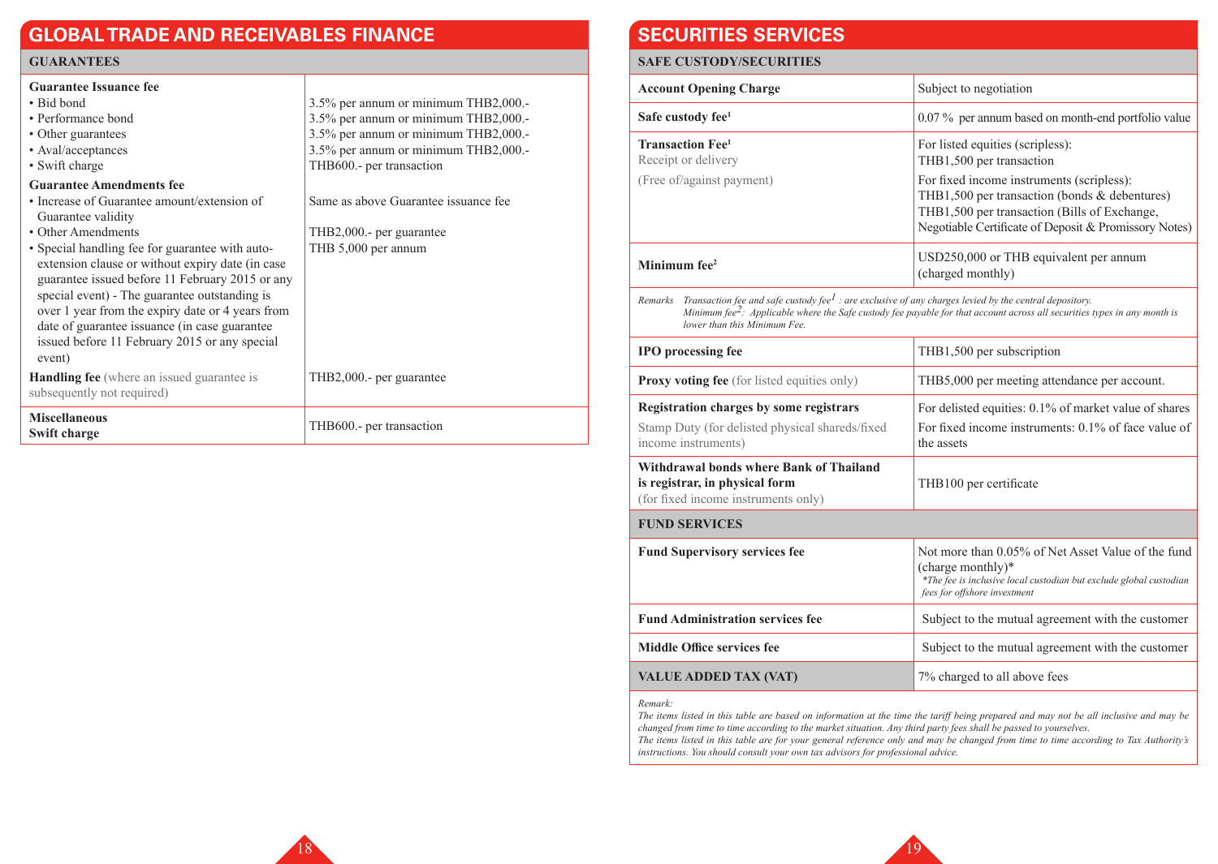## GLOBAL TRADE AND RECEIVABLES FINANCE

### GUARANTEES

| | |
|---|---|
| **Guarantee Issuance fee** | |
| • Bid bond | 3.5% per annum or minimum THB2,000.- |
| • Performance bond | 3.5% per annum or minimum THB2,000.- |
| • Other guarantees | 3.5% per annum or minimum THB2,000.- |
| • Aval/acceptances | 3.5% per annum or minimum THB2,000.- |
| • Swift charge | THB600.- per transaction |
| **Guarantee Amendments fee** | |
| • Increase of Guarantee amount/extension of Guarantee validity | Same as above Guarantee issuance fee |
| • Other Amendments | THB2,000.- per guarantee |
| • Special handling fee for guarantee with auto-extension clause or without expiry date (in case guarantee issued before 11 February 2015 or any special event) - The guarantee outstanding is over 1 year from the expiry date or 4 years from date of guarantee issuance (in case guarantee issued before 11 February 2015 or any special event) | THB 5,000 per annum |
| **Handling fee** (where an issued guarantee is subsequently not required) | THB2,000.- per guarantee |
| **Miscellaneous** **Swift charge** | THB600.- per transaction |

## SECURITIES SERVICES

### SAFE CUSTODY/SECURITIES

| | |
|---|---|
| **Account Opening Charge** | Subject to negotiation |
| **Safe custody fee**[1] | 0.07 % per annum based on month-end portfolio value |
| **Transaction Fee**[1] Receipt or delivery (Free of/against payment) | For listed equities (scripless): THB1,500 per transaction<br>For fixed income instruments (scripless): THB1,500 per transaction (bonds & debentures) THB1,500 per transaction (Bills of Exchange, Negotiable Certificate of Deposit & Promissory Notes) |
| **Minimum fee**[2] | USD250,000 or THB equivalent per annum (charged monthly) |

*Remarks Transaction fee and safe custody fee[1] : are exclusive of any charges levied by the central depository.*
*Minimum fee[2]: Applicable where the Safe custody fee payable for that account across all securities types in any month is lower than this Minimum Fee.*

| | |
|---|---|
| **IPO processing fee** | THB1,500 per subscription |
| **Proxy voting fee** (for listed equities only) | THB5,000 per meeting attendance per account. |
| **Registration charges by some registrars** Stamp Duty (for delisted physical shareds/fixed income instruments) | For delisted equities: 0.1% of market value of shares<br>For fixed income instruments: 0.1% of face value of the assets |
| **Withdrawal bonds where Bank of Thailand is registrar, in physical form** (for fixed income instruments only) | THB100 per certificate |

### FUND SERVICES

| | |
|---|---|
| **Fund Supervisory services fee** | Not more than 0.05% of Net Asset Value of the fund (charge monthly)*<br>*\*The fee is inclusive local custodian but exclude global custodian fees for offshore investment* |
| **Fund Administration services fee** | Subject to the mutual agreement with the customer |
| **Middle Office services fee** | Subject to the mutual agreement with the customer |
| **VALUE ADDED TAX (VAT)** | 7% charged to all above fees |

*Remark:*
*The items listed in this table are based on information at the time the tariff being prepared and may not be all inclusive and may be changed from time to time according to the market situation. Any third party fees shall be passed to yourselves.*
*The items listed in this table are for your general reference only and may be changed from time to time according to Tax Authority's instructions. You should consult your own tax advisors for professional advice.*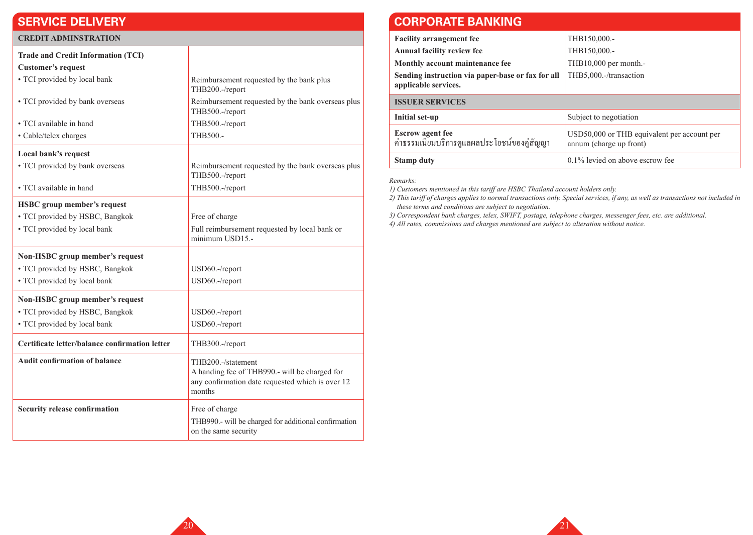## SERVICE DELIVERY

| CREDIT ADMINSTRATION | |
|---|---|
| **Trade and Credit Information (TCI)** | |
| **Customer's request** | |
| • TCI provided by local bank | Reimbursement requested by the bank plus THB200.-/report |
| • TCI provided by bank overseas | Reimbursement requested by the bank overseas plus THB500.-/report |
| • TCI available in hand | THB500.-/report |
| • Cable/telex charges | THB500.- |
| **Local bank's request** | |
| • TCI provided by bank overseas | Reimbursement requested by the bank overseas plus THB500.-/report |
| • TCI available in hand | THB500.-/report |
| **HSBC group member's request** | |
| • TCI provided by HSBC, Bangkok | Free of charge |
| • TCI provided by local bank | Full reimbursement requested by local bank or minimum USD15.- |
| **Non-HSBC group member's request** | |
| • TCI provided by HSBC, Bangkok | USD60.-/report |
| • TCI provided by local bank | USD60.-/report |
| **Non-HSBC group member's request** | |
| • TCI provided by HSBC, Bangkok | USD60.-/report |
| • TCI provided by local bank | USD60.-/report |
| **Certificate letter/balance confirmation letter** | THB300.-/report |
| **Audit confirmation of balance** | THB200.-/statement<br>A handing fee of THB990.- will be charged for any confirmation date requested which is over 12 months |
| **Security release confirmation** | Free of charge<br>THB990.- will be charged for additional confirmation on the same security |

## CORPORATE BANKING

| | |
|---|---|
| **Facility arrangement fee** | THB150,000.- |
| **Annual facility review fee** | THB150,000.- |
| **Monthly account maintenance fee** | THB10,000 per month.- |
| **Sending instruction via paper-base or fax for all applicable services.** | THB5,000.-/transaction |
| **ISSUER SERVICES** | |
| **Initial set-up** | Subject to negotiation |
| **Escrow agent fee**<br>ค่าธรรมเนียมบริการดูแลผลประโยชน์ของคู่สัญญา | USD50,000 or THB equivalent per account per annum (charge up front) |
| **Stamp duty** | 0.1% levied on above escrow fee |

*Remarks:*

*1) Customers mentioned in this tariff are HSBC Thailand account holders only.*

*2) This tariff of charges applies to normal transactions only. Special services, if any, as well as transactions not included in these terms and conditions are subject to negotiation.*

*3) Correspondent bank charges, telex, SWIFT, postage, telephone charges, messenger fees, etc. are additional.*

*4) All rates, commissions and charges mentioned are subject to alteration without notice.*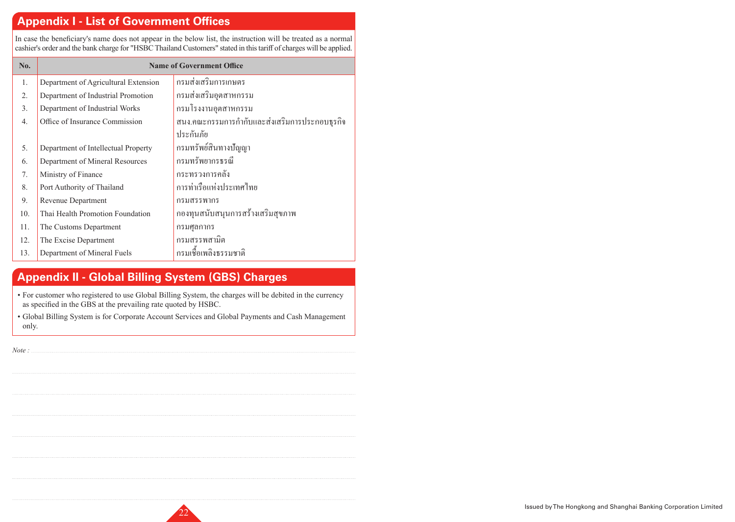## Appendix I - List of Government Offices

In case the beneficiary's name does not appear in the below list, the instruction will be treated as a normal cashier's order and the bank charge for "HSBC Thailand Customers" stated in this tariff of charges will be applied.

| No. | Name of Government Office | |
|---|---|---|
| 1. | Department of Agricultural Extension | กรมส่งเสริมการเกษตร |
| 2. | Department of Industrial Promotion | กรมส่งเสริมอุตสาหกรรม |
| 3. | Department of Industrial Works | กรมโรงงานอุตสาหกรรม |
| 4. | Office of Insurance Commission | สนง.คณะกรรมการกำกับและส่งเสริมการประกอบธุรกิจประกันภัย |
| 5. | Department of Intellectual Property | กรมทรัพย์สินทางปัญญา |
| 6. | Department of Mineral Resources | กรมทรัพยากรธรณี |
| 7. | Ministry of Finance | กระทรวงการคลัง |
| 8. | Port Authority of Thailand | การท่าเรือแห่งประเทศไทย |
| 9. | Revenue Department | กรมสรรพากร |
| 10. | Thai Health Promotion Foundation | กองทุนสนับสนุนการสร้างเสริมสุขภาพ |
| 11. | The Customs Department | กรมศุลกากร |
| 12. | The Excise Department | กรมสรรพสามิต |
| 13. | Department of Mineral Fuels | กรมเชื้อเพลิงธรรมชาติ |

## Appendix II - Global Billing System (GBS) Charges

- For customer who registered to use Global Billing System, the charges will be debited in the currency as specified in the GBS at the prevailing rate quoted by HSBC.
- Global Billing System is for Corporate Account Services and Global Payments and Cash Management only.

*Note :*

Issued by The Hongkong and Shanghai Banking Corporation Limited